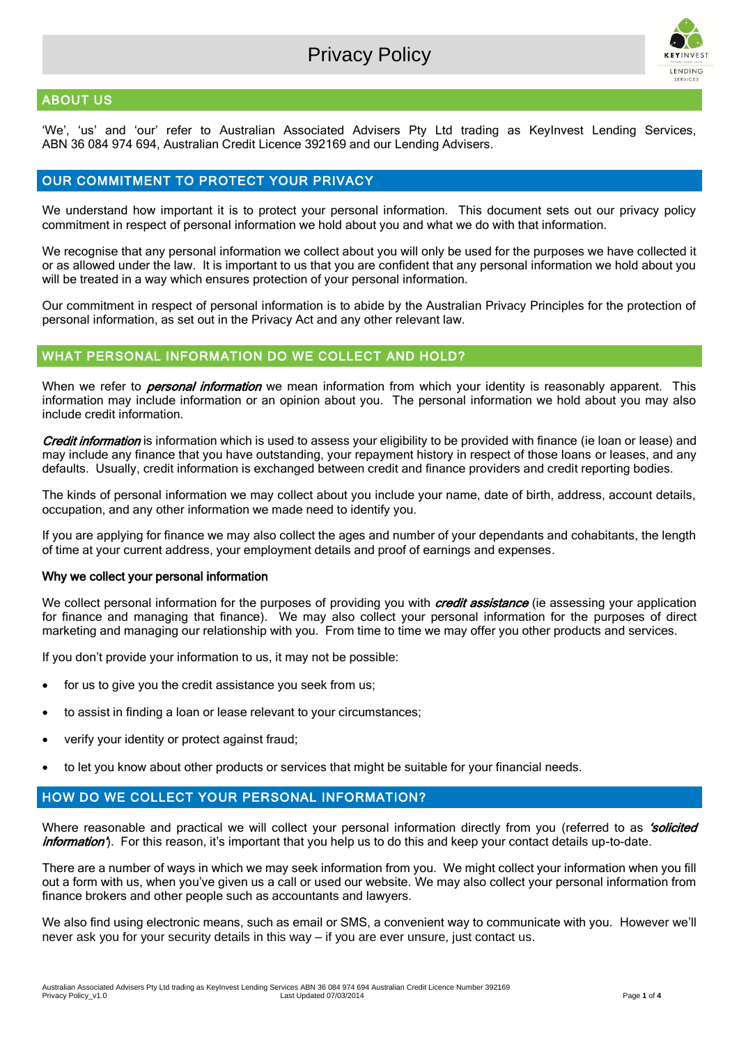# Privacy Policy

## ABOUT US

'We', 'us' and 'our' refer to Australian Associated Advisers Pty Ltd trading as KeyInvest Lending Services, ABN 36 084 974 694, Australian Credit Licence 392169 and our Lending Advisers.

## OUR COMMITMENT TO PROTECT YOUR PRIVACY

We understand how important it is to protect your personal information. This document sets out our privacy policy commitment in respect of personal information we hold about you and what we do with that information.

We recognise that any personal information we collect about you will only be used for the purposes we have collected it or as allowed under the law. It is important to us that you are confident that any personal information we hold about you will be treated in a way which ensures protection of your personal information.

Our commitment in respect of personal information is to abide by the Australian Privacy Principles for the protection of personal information, as set out in the Privacy Act and any other relevant law.

## WHAT PERSONAL INFORMATION DO WE COLLECT AND HOLD?

When we refer to ***personal information*** we mean information from which your identity is reasonably apparent. This information may include information or an opinion about you. The personal information we hold about you may also include credit information.

***Credit information*** is information which is used to assess your eligibility to be provided with finance (ie loan or lease) and may include any finance that you have outstanding, your repayment history in respect of those loans or leases, and any defaults. Usually, credit information is exchanged between credit and finance providers and credit reporting bodies.

The kinds of personal information we may collect about you include your name, date of birth, address, account details, occupation, and any other information we made need to identify you.

If you are applying for finance we may also collect the ages and number of your dependants and cohabitants, the length of time at your current address, your employment details and proof of earnings and expenses.

### Why we collect your personal information

We collect personal information for the purposes of providing you with ***credit assistance*** (ie assessing your application for finance and managing that finance). We may also collect your personal information for the purposes of direct marketing and managing our relationship with you. From time to time we may offer you other products and services.

If you don't provide your information to us, it may not be possible:

- for us to give you the credit assistance you seek from us;
- to assist in finding a loan or lease relevant to your circumstances;
- verify your identity or protect against fraud;
- to let you know about other products or services that might be suitable for your financial needs.

## HOW DO WE COLLECT YOUR PERSONAL INFORMATION?

Where reasonable and practical we will collect your personal information directly from you (referred to as ***'solicited information'***). For this reason, it's important that you help us to do this and keep your contact details up-to-date.

There are a number of ways in which we may seek information from you. We might collect your information when you fill out a form with us, when you've given us a call or used our website. We may also collect your personal information from finance brokers and other people such as accountants and lawyers.

We also find using electronic means, such as email or SMS, a convenient way to communicate with you. However we'll never ask you for your security details in this way – if you are ever unsure, just contact us.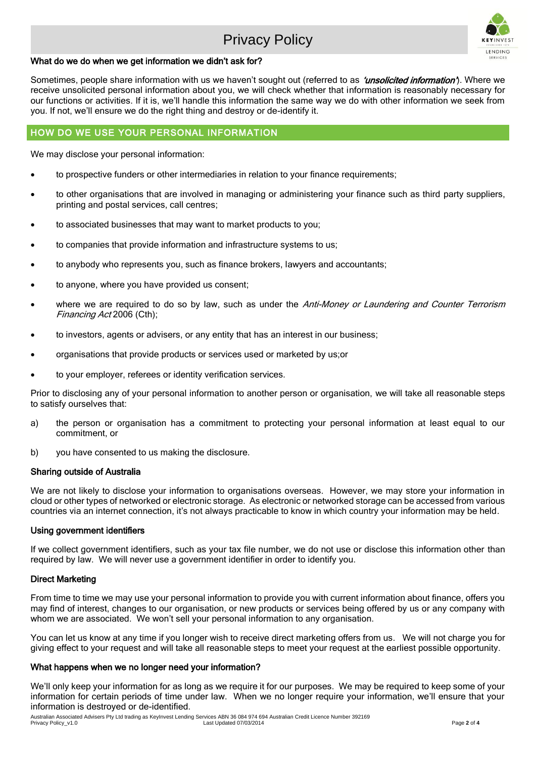### What do we do when we get information we didn't ask for?

Sometimes, people share information with us we haven't sought out (referred to as *'unsolicited information'*). Where we receive unsolicited personal information about you, we will check whether that information is reasonably necessary for our functions or activities. If it is, we'll handle this information the same way we do with other information we seek from you. If not, we'll ensure we do the right thing and destroy or de-identify it.

## HOW DO WE USE YOUR PERSONAL INFORMATION

We may disclose your personal information:

- to prospective funders or other intermediaries in relation to your finance requirements;
- to other organisations that are involved in managing or administering your finance such as third party suppliers, printing and postal services, call centres;
- to associated businesses that may want to market products to you;
- to companies that provide information and infrastructure systems to us;
- to anybody who represents you, such as finance brokers, lawyers and accountants;
- to anyone, where you have provided us consent;
- where we are required to do so by law, such as under the *Anti-Money or Laundering and Counter Terrorism Financing Act* 2006 (Cth);
- to investors, agents or advisers, or any entity that has an interest in our business;
- organisations that provide products or services used or marketed by us;or
- to your employer, referees or identity verification services.

Prior to disclosing any of your personal information to another person or organisation, we will take all reasonable steps to satisfy ourselves that:

a) the person or organisation has a commitment to protecting your personal information at least equal to our commitment, or

b) you have consented to us making the disclosure.

### Sharing outside of Australia

We are not likely to disclose your information to organisations overseas. However, we may store your information in cloud or other types of networked or electronic storage. As electronic or networked storage can be accessed from various countries via an internet connection, it's not always practicable to know in which country your information may be held.

### Using government identifiers

If we collect government identifiers, such as your tax file number, we do not use or disclose this information other than required by law. We will never use a government identifier in order to identify you.

### Direct Marketing

From time to time we may use your personal information to provide you with current information about finance, offers you may find of interest, changes to our organisation, or new products or services being offered by us or any company with whom we are associated. We won't sell your personal information to any organisation.

You can let us know at any time if you longer wish to receive direct marketing offers from us. We will not charge you for giving effect to your request and will take all reasonable steps to meet your request at the earliest possible opportunity.

### What happens when we no longer need your information?

We'll only keep your information for as long as we require it for our purposes. We may be required to keep some of your information for certain periods of time under law. When we no longer require your information, we'll ensure that your information is destroyed or de-identified.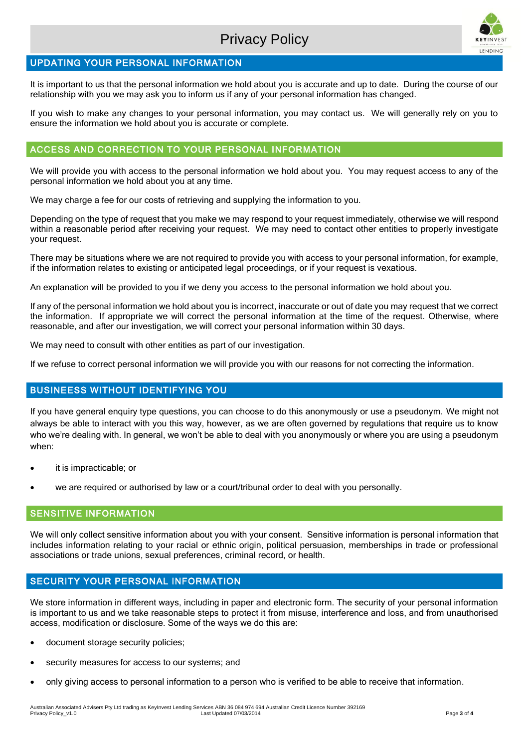## UPDATING YOUR PERSONAL INFORMATION

It is important to us that the personal information we hold about you is accurate and up to date. During the course of our relationship with you we may ask you to inform us if any of your personal information has changed.

If you wish to make any changes to your personal information, you may contact us. We will generally rely on you to ensure the information we hold about you is accurate or complete.

## ACCESS AND CORRECTION TO YOUR PERSONAL INFORMATION

We will provide you with access to the personal information we hold about you. You may request access to any of the personal information we hold about you at any time.

We may charge a fee for our costs of retrieving and supplying the information to you.

Depending on the type of request that you make we may respond to your request immediately, otherwise we will respond within a reasonable period after receiving your request. We may need to contact other entities to properly investigate your request.

There may be situations where we are not required to provide you with access to your personal information, for example, if the information relates to existing or anticipated legal proceedings, or if your request is vexatious.

An explanation will be provided to you if we deny you access to the personal information we hold about you.

If any of the personal information we hold about you is incorrect, inaccurate or out of date you may request that we correct the information. If appropriate we will correct the personal information at the time of the request. Otherwise, where reasonable, and after our investigation, we will correct your personal information within 30 days.

We may need to consult with other entities as part of our investigation.

If we refuse to correct personal information we will provide you with our reasons for not correcting the information.

## BUSINEESS WITHOUT IDENTIFYING YOU

If you have general enquiry type questions, you can choose to do this anonymously or use a pseudonym. We might not always be able to interact with you this way, however, as we are often governed by regulations that require us to know who we're dealing with. In general, we won't be able to deal with you anonymously or where you are using a pseudonym when:

- it is impracticable; or
- we are required or authorised by law or a court/tribunal order to deal with you personally.

## SENSITIVE INFORMATION

We will only collect sensitive information about you with your consent. Sensitive information is personal information that includes information relating to your racial or ethnic origin, political persuasion, memberships in trade or professional associations or trade unions, sexual preferences, criminal record, or health.

## SECURITY YOUR PERSONAL INFORMATION

We store information in different ways, including in paper and electronic form. The security of your personal information is important to us and we take reasonable steps to protect it from misuse, interference and loss, and from unauthorised access, modification or disclosure. Some of the ways we do this are:

- document storage security policies;
- security measures for access to our systems; and
- only giving access to personal information to a person who is verified to be able to receive that information.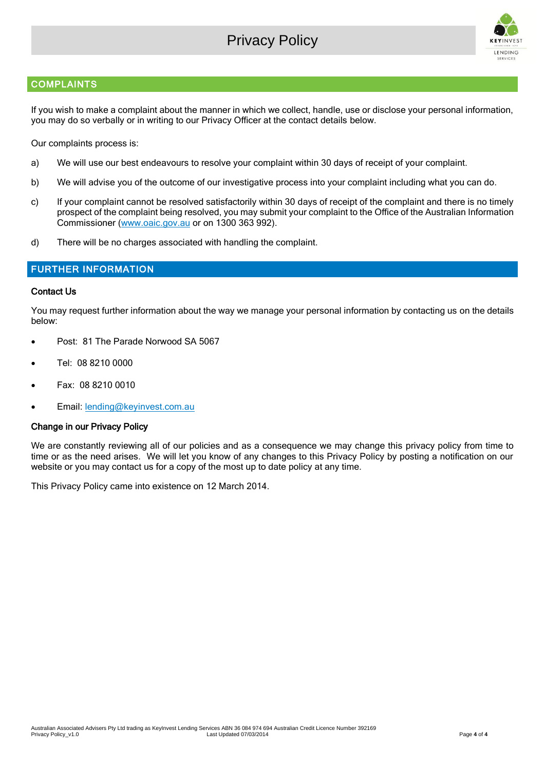## COMPLAINTS

If you wish to make a complaint about the manner in which we collect, handle, use or disclose your personal information, you may do so verbally or in writing to our Privacy Officer at the contact details below.

Our complaints process is:

a) We will use our best endeavours to resolve your complaint within 30 days of receipt of your complaint.

b) We will advise you of the outcome of our investigative process into your complaint including what you can do.

c) If your complaint cannot be resolved satisfactorily within 30 days of receipt of the complaint and there is no timely prospect of the complaint being resolved, you may submit your complaint to the Office of the Australian Information Commissioner (www.oaic.gov.au or on 1300 363 992).

d) There will be no charges associated with handling the complaint.

## FURTHER INFORMATION

### Contact Us

You may request further information about the way we manage your personal information by contacting us on the details below:

- Post: 81 The Parade Norwood SA 5067
- Tel: 08 8210 0000
- Fax: 08 8210 0010
- Email: lending@keyinvest.com.au

### Change in our Privacy Policy

We are constantly reviewing all of our policies and as a consequence we may change this privacy policy from time to time or as the need arises. We will let you know of any changes to this Privacy Policy by posting a notification on our website or you may contact us for a copy of the most up to date policy at any time.

This Privacy Policy came into existence on 12 March 2014.